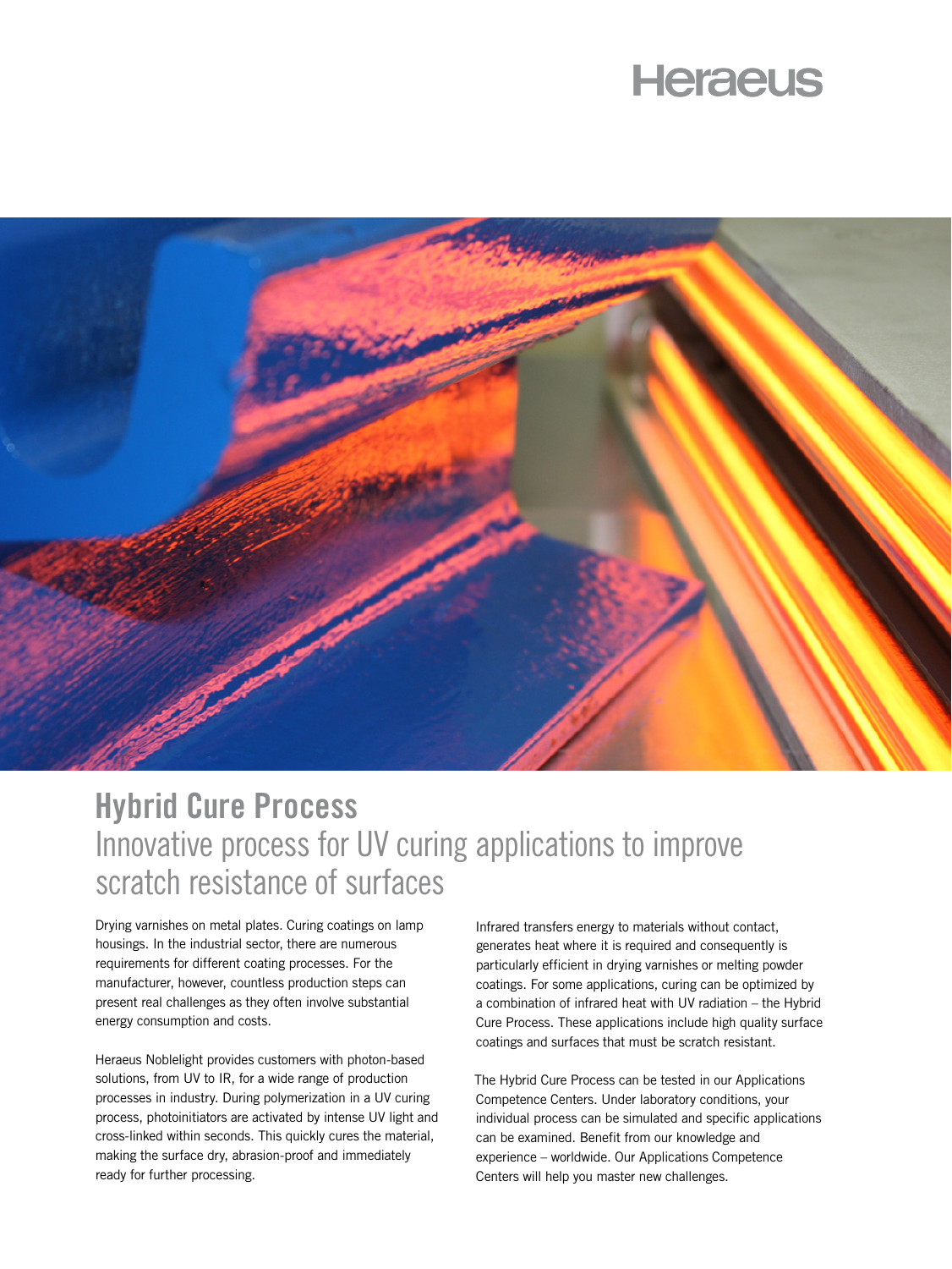Heraeus

# Hybrid Cure Process

## Innovative process for UV curing applications to improve scratch resistance of surfaces

Drying varnishes on metal plates. Curing coatings on lamp housings. In the industrial sector, there are numerous requirements for different coating processes. For the manufacturer, however, countless production steps can present real challenges as they often involve substantial energy consumption and costs.

Heraeus Noblelight provides customers with photon-based solutions, from UV to IR, for a wide range of production processes in industry. During polymerization in a UV curing process, photoinitiators are activated by intense UV light and cross-linked within seconds. This quickly cures the material, making the surface dry, abrasion-proof and immediately ready for further processing.

Infrared transfers energy to materials without contact, generates heat where it is required and consequently is particularly efficient in drying varnishes or melting powder coatings. For some applications, curing can be optimized by a combination of infrared heat with UV radiation – the Hybrid Cure Process. These applications include high quality surface coatings and surfaces that must be scratch resistant.

The Hybrid Cure Process can be tested in our Applications Competence Centers. Under laboratory conditions, your individual process can be simulated and specific applications can be examined. Benefit from our knowledge and experience – worldwide. Our Applications Competence Centers will help you master new challenges.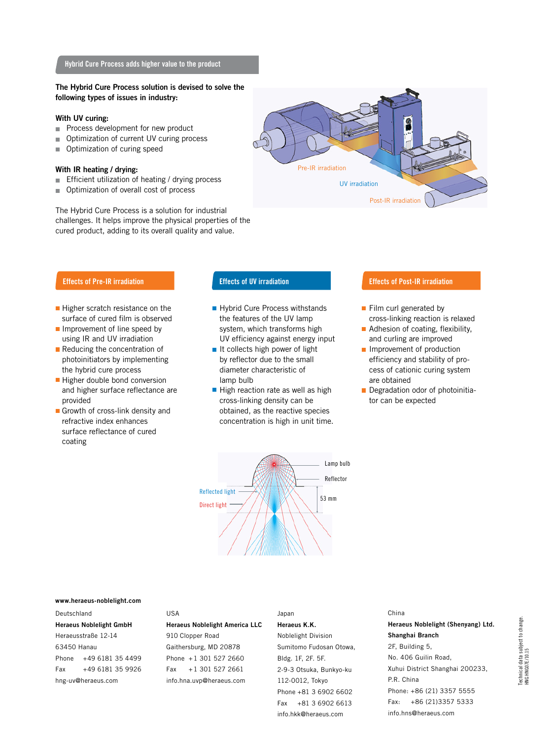## Hybrid Cure Process adds higher value to the product

**The Hybrid Cure Process solution is devised to solve the following types of issues in industry:**

**With UV curing:**

- Process development for new product
- Optimization of current UV curing process
- Optimization of curing speed

**With IR heating / drying:**

- Efficient utilization of heating / drying process
- Optimization of overall cost of process

The Hybrid Cure Process is a solution for industrial challenges. It helps improve the physical properties of the cured product, adding to its overall quality and value.

Pre-IR irradiation

UV irradiation

Post-IR irradiation

### Effects of Pre-IR irradiation

- Higher scratch resistance on the surface of cured film is observed
- Improvement of line speed by using IR and UV irradiation
- Reducing the concentration of photoinitiators by implementing the hybrid cure process
- Higher double bond conversion and higher surface reflectance are provided
- Growth of cross-link density and refractive index enhances surface reflectance of cured coating

### Effects of UV irradiation

- Hybrid Cure Process withstands the features of the UV lamp system, which transforms high UV efficiency against energy input
- It collects high power of light by reflector due to the small diameter characteristic of lamp bulb
- High reaction rate as well as high cross-linking density can be obtained, as the reactive species concentration is high in unit time.

### Effects of Post-IR irradiation

- Film curl generated by cross-linking reaction is relaxed
- Adhesion of coating, flexibility, and curling are improved
- Improvement of production efficiency and stability of process of cationic curing system are obtained
- Degradation odor of photoinitiator can be expected

Lamp bulb

Reflector

Reflected light

Direct light

53 mm

**www.heraeus-noblelight.com**

Deutschland
**Heraeus Noblelight GmbH**
Heraeusstraße 12-14
63450 Hanau
Phone +49 6181 35 4499
Fax +49 6181 35 9926
hng-uv@heraeus.com

USA
**Heraeus Noblelight America LLC**
910 Clopper Road
Gaithersburg, MD 20878
Phone +1 301 527 2660
Fax +1 301 527 2661
info.hna.uvp@heraeus.com

Japan
**Heraeus K.K.**
Noblelight Division
Sumitomo Fudosan Otowa,
Bldg. 1F, 2F. 5F.
2-9-3 Otsuka, Bunkyo-ku
112-0012, Tokyo
Phone +81 3 6902 6602
Fax +81 3 6902 6613
info.hkk@heraeus.com

China
**Heraeus Noblelight (Shenyang) Ltd.**
**Shanghai Branch**
2F, Building 5,
No. 406 Guilin Road,
Xuhui District Shanghai 200233,
P.R. China
Phone: +86 (21) 3357 5555
Fax: +86 (21)3357 5333
info.hns@heraeus.com

Technical data subject to change.
HNG HNG0/E/10.15